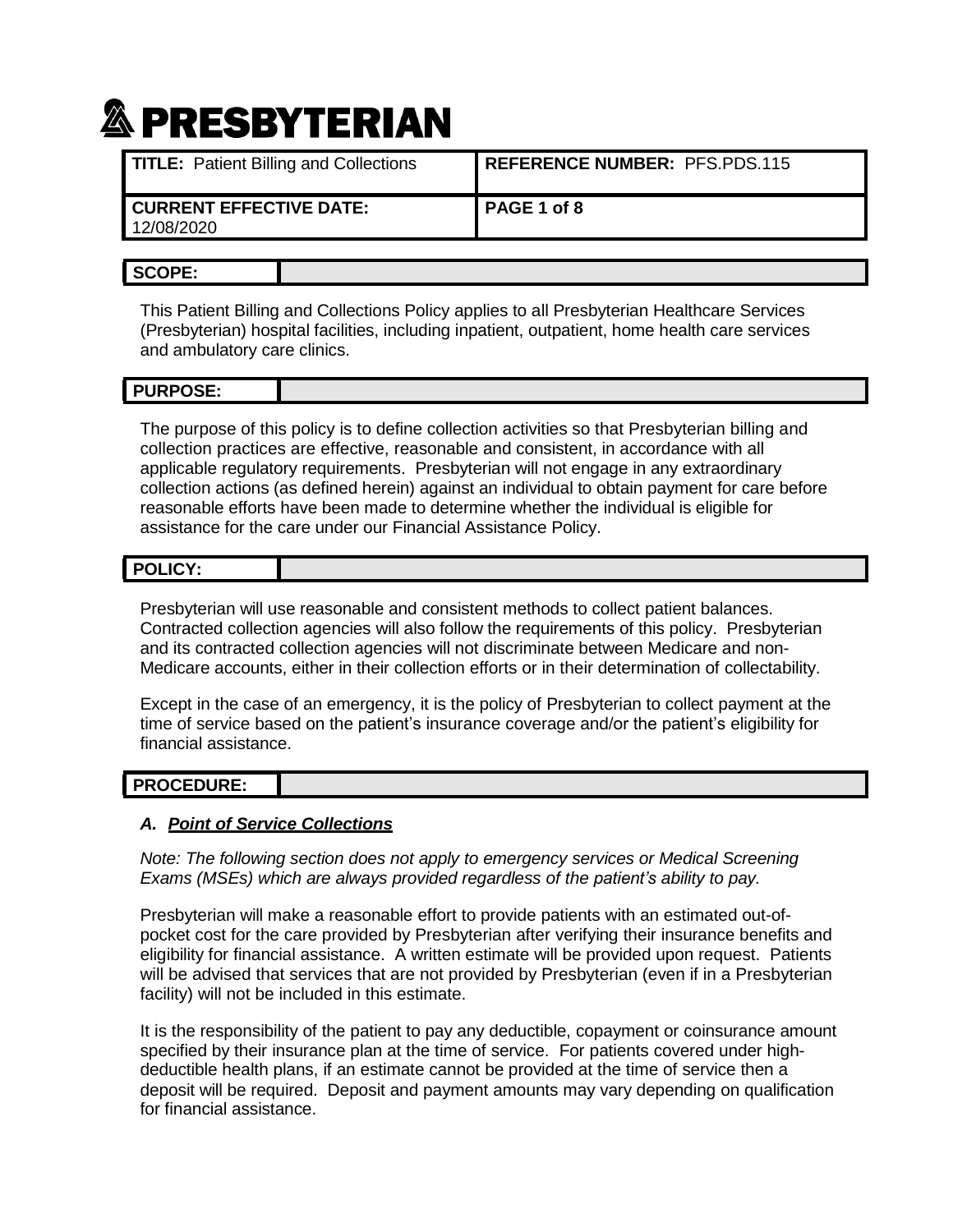# PRESBYTERIAN

| **TITLE:** Patient Billing and Collections | **REFERENCE NUMBER:** PFS.PDS.115 |
| --- | --- |
| **CURRENT EFFECTIVE DATE:** 12/08/2020 | **PAGE 1 of 8** |

## SCOPE:

This Patient Billing and Collections Policy applies to all Presbyterian Healthcare Services (Presbyterian) hospital facilities, including inpatient, outpatient, home health care services and ambulatory care clinics.

## PURPOSE:

The purpose of this policy is to define collection activities so that Presbyterian billing and collection practices are effective, reasonable and consistent, in accordance with all applicable regulatory requirements. Presbyterian will not engage in any extraordinary collection actions (as defined herein) against an individual to obtain payment for care before reasonable efforts have been made to determine whether the individual is eligible for assistance for the care under our Financial Assistance Policy.

## POLICY:

Presbyterian will use reasonable and consistent methods to collect patient balances. Contracted collection agencies will also follow the requirements of this policy. Presbyterian and its contracted collection agencies will not discriminate between Medicare and non-Medicare accounts, either in their collection efforts or in their determination of collectability.

Except in the case of an emergency, it is the policy of Presbyterian to collect payment at the time of service based on the patient's insurance coverage and/or the patient's eligibility for financial assistance.

## PROCEDURE:

### *A. Point of Service Collections*

*Note: The following section does not apply to emergency services or Medical Screening Exams (MSEs) which are always provided regardless of the patient's ability to pay.*

Presbyterian will make a reasonable effort to provide patients with an estimated out-of-pocket cost for the care provided by Presbyterian after verifying their insurance benefits and eligibility for financial assistance. A written estimate will be provided upon request. Patients will be advised that services that are not provided by Presbyterian (even if in a Presbyterian facility) will not be included in this estimate.

It is the responsibility of the patient to pay any deductible, copayment or coinsurance amount specified by their insurance plan at the time of service. For patients covered under high-deductible health plans, if an estimate cannot be provided at the time of service then a deposit will be required. Deposit and payment amounts may vary depending on qualification for financial assistance.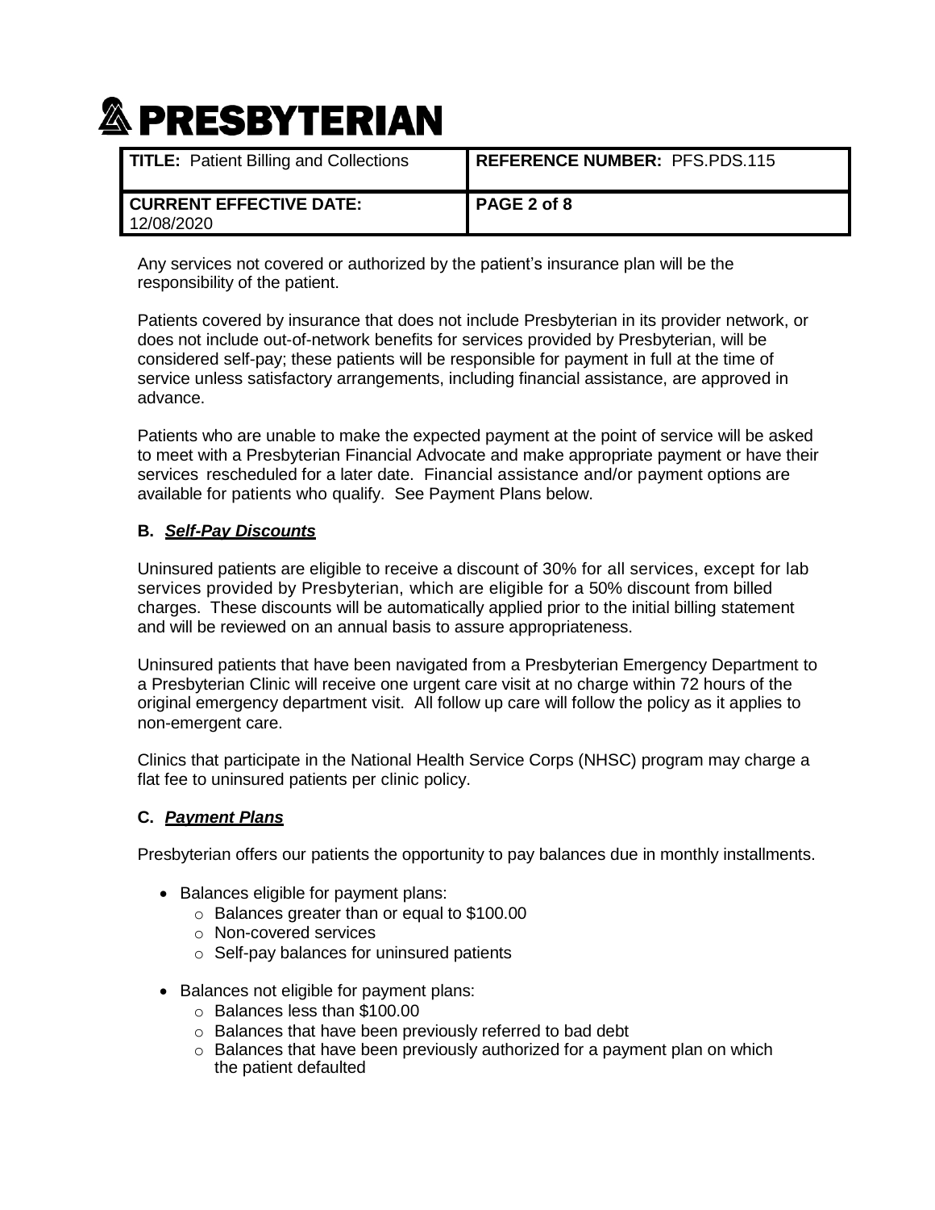Any services not covered or authorized by the patient's insurance plan will be the responsibility of the patient.

Patients covered by insurance that does not include Presbyterian in its provider network, or does not include out-of-network benefits for services provided by Presbyterian, will be considered self-pay; these patients will be responsible for payment in full at the time of service unless satisfactory arrangements, including financial assistance, are approved in advance.

Patients who are unable to make the expected payment at the point of service will be asked to meet with a Presbyterian Financial Advocate and make appropriate payment or have their services rescheduled for a later date. Financial assistance and/or payment options are available for patients who qualify. See Payment Plans below.

### B. ***Self-Pay Discounts***

Uninsured patients are eligible to receive a discount of 30% for all services, except for lab services provided by Presbyterian, which are eligible for a 50% discount from billed charges. These discounts will be automatically applied prior to the initial billing statement and will be reviewed on an annual basis to assure appropriateness.

Uninsured patients that have been navigated from a Presbyterian Emergency Department to a Presbyterian Clinic will receive one urgent care visit at no charge within 72 hours of the original emergency department visit. All follow up care will follow the policy as it applies to non-emergent care.

Clinics that participate in the National Health Service Corps (NHSC) program may charge a flat fee to uninsured patients per clinic policy.

### C. ***Payment Plans***

Presbyterian offers our patients the opportunity to pay balances due in monthly installments.

- Balances eligible for payment plans:
  - Balances greater than or equal to $100.00
  - Non-covered services
  - Self-pay balances for uninsured patients
- Balances not eligible for payment plans:
  - Balances less than $100.00
  - Balances that have been previously referred to bad debt
  - Balances that have been previously authorized for a payment plan on which the patient defaulted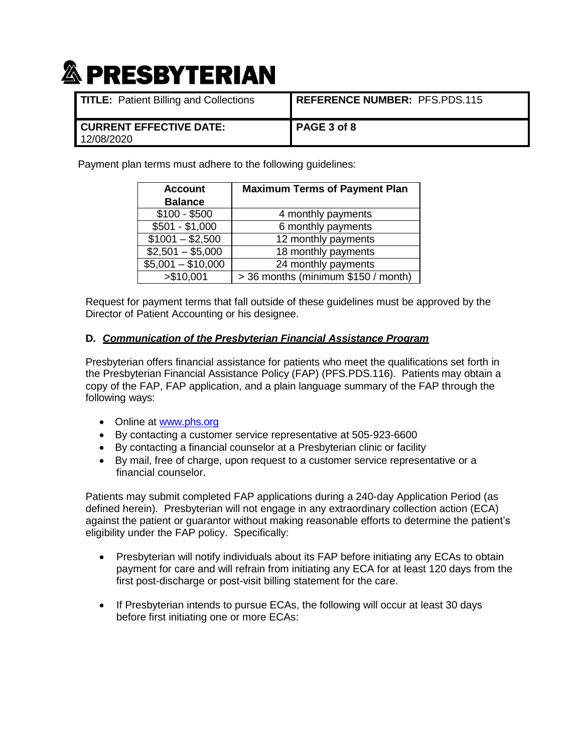Payment plan terms must adhere to the following guidelines:

| Account Balance | Maximum Terms of Payment Plan |
|---|---|
| $100 - $500 | 4 monthly payments |
| $501 - $1,000 | 6 monthly payments |
| $1001 – $2,500 | 12 monthly payments |
| $2,501 – $5,000 | 18 monthly payments |
| $5,001 – $10,000 | 24 monthly payments |
| >$10,001 | > 36 months (minimum $150 / month) |

Request for payment terms that fall outside of these guidelines must be approved by the Director of Patient Accounting or his designee.

**D. _Communication of the Presbyterian Financial Assistance Program_**

Presbyterian offers financial assistance for patients who meet the qualifications set forth in the Presbyterian Financial Assistance Policy (FAP) (PFS.PDS.116). Patients may obtain a copy of the FAP, FAP application, and a plain language summary of the FAP through the following ways:

- Online at [www.phs.org](www.phs.org)
- By contacting a customer service representative at 505-923-6600
- By contacting a financial counselor at a Presbyterian clinic or facility
- By mail, free of charge, upon request to a customer service representative or a financial counselor.

Patients may submit completed FAP applications during a 240-day Application Period (as defined herein). Presbyterian will not engage in any extraordinary collection action (ECA) against the patient or guarantor without making reasonable efforts to determine the patient's eligibility under the FAP policy. Specifically:

- Presbyterian will notify individuals about its FAP before initiating any ECAs to obtain payment for care and will refrain from initiating any ECA for at least 120 days from the first post-discharge or post-visit billing statement for the care.

- If Presbyterian intends to pursue ECAs, the following will occur at least 30 days before first initiating one or more ECAs: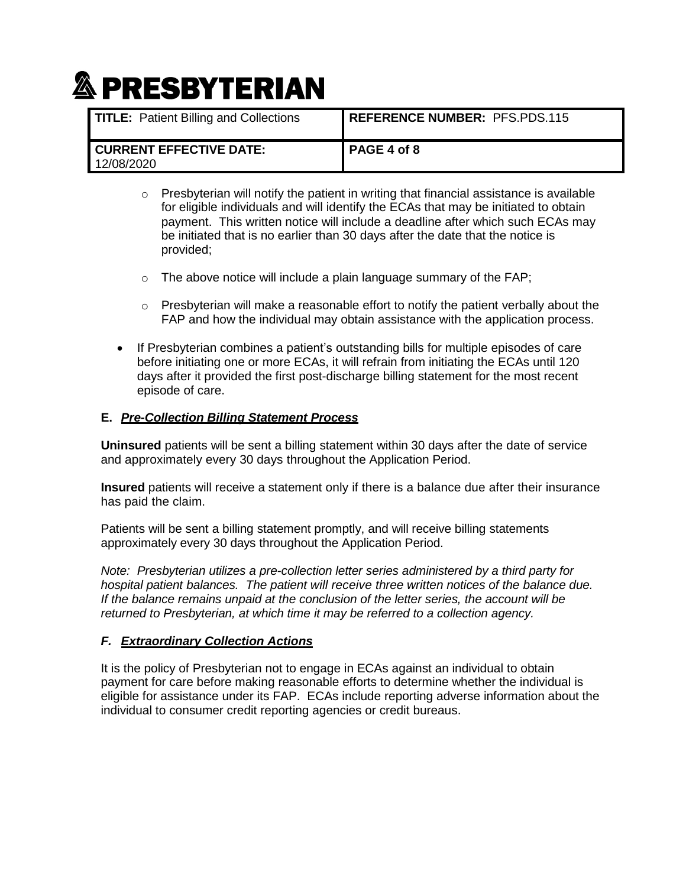- Presbyterian will notify the patient in writing that financial assistance is available for eligible individuals and will identify the ECAs that may be initiated to obtain payment. This written notice will include a deadline after which such ECAs may be initiated that is no earlier than 30 days after the date that the notice is provided;
  - The above notice will include a plain language summary of the FAP;
  - Presbyterian will make a reasonable effort to notify the patient verbally about the FAP and how the individual may obtain assistance with the application process.

- If Presbyterian combines a patient's outstanding bills for multiple episodes of care before initiating one or more ECAs, it will refrain from initiating the ECAs until 120 days after it provided the first post-discharge billing statement for the most recent episode of care.

### E. ***Pre-Collection Billing Statement Process***

**Uninsured** patients will be sent a billing statement within 30 days after the date of service and approximately every 30 days throughout the Application Period.

**Insured** patients will receive a statement only if there is a balance due after their insurance has paid the claim.

Patients will be sent a billing statement promptly, and will receive billing statements approximately every 30 days throughout the Application Period.

*Note: Presbyterian utilizes a pre-collection letter series administered by a third party for hospital patient balances. The patient will receive three written notices of the balance due. If the balance remains unpaid at the conclusion of the letter series, the account will be returned to Presbyterian, at which time it may be referred to a collection agency.*

### *F. **Extraordinary Collection Actions***

It is the policy of Presbyterian not to engage in ECAs against an individual to obtain payment for care before making reasonable efforts to determine whether the individual is eligible for assistance under its FAP. ECAs include reporting adverse information about the individual to consumer credit reporting agencies or credit bureaus.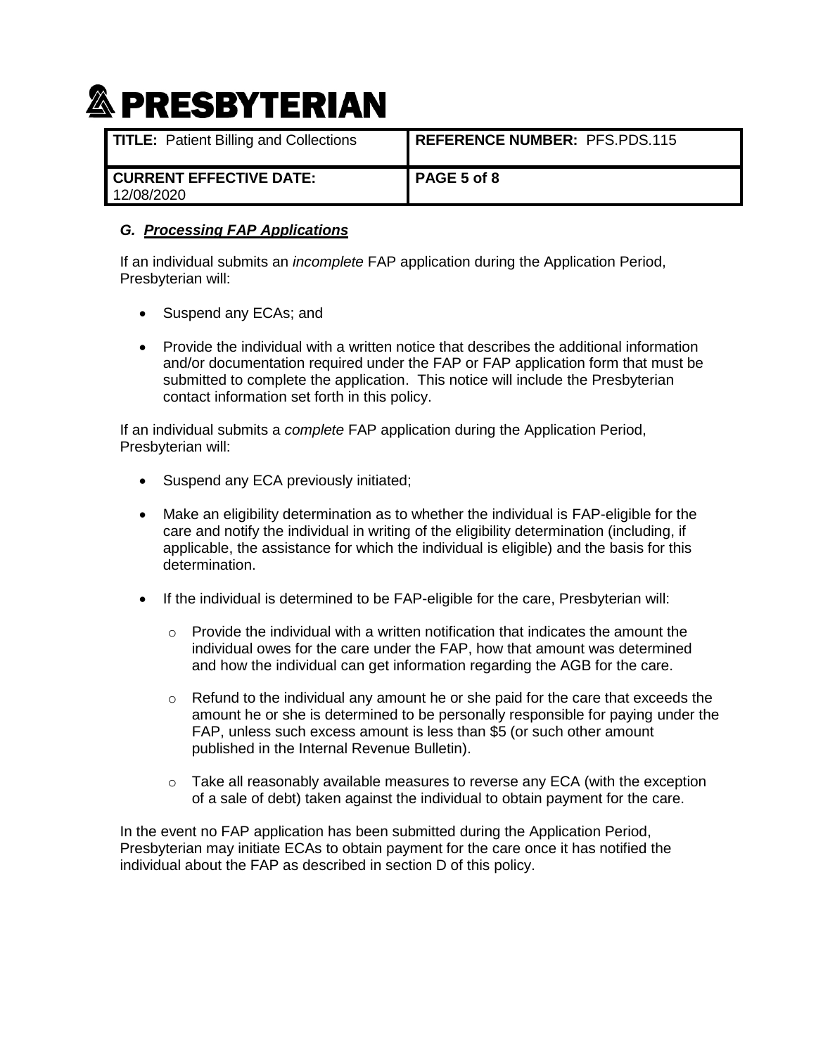### *G. Processing FAP Applications*

If an individual submits an *incomplete* FAP application during the Application Period, Presbyterian will:

- Suspend any ECAs; and
- Provide the individual with a written notice that describes the additional information and/or documentation required under the FAP or FAP application form that must be submitted to complete the application. This notice will include the Presbyterian contact information set forth in this policy.

If an individual submits a *complete* FAP application during the Application Period, Presbyterian will:

- Suspend any ECA previously initiated;
- Make an eligibility determination as to whether the individual is FAP-eligible for the care and notify the individual in writing of the eligibility determination (including, if applicable, the assistance for which the individual is eligible) and the basis for this determination.
- If the individual is determined to be FAP-eligible for the care, Presbyterian will:
  - Provide the individual with a written notification that indicates the amount the individual owes for the care under the FAP, how that amount was determined and how the individual can get information regarding the AGB for the care.
  - Refund to the individual any amount he or she paid for the care that exceeds the amount he or she is determined to be personally responsible for paying under the FAP, unless such excess amount is less than $5 (or such other amount published in the Internal Revenue Bulletin).
  - Take all reasonably available measures to reverse any ECA (with the exception of a sale of debt) taken against the individual to obtain payment for the care.

In the event no FAP application has been submitted during the Application Period, Presbyterian may initiate ECAs to obtain payment for the care once it has notified the individual about the FAP as described in section D of this policy.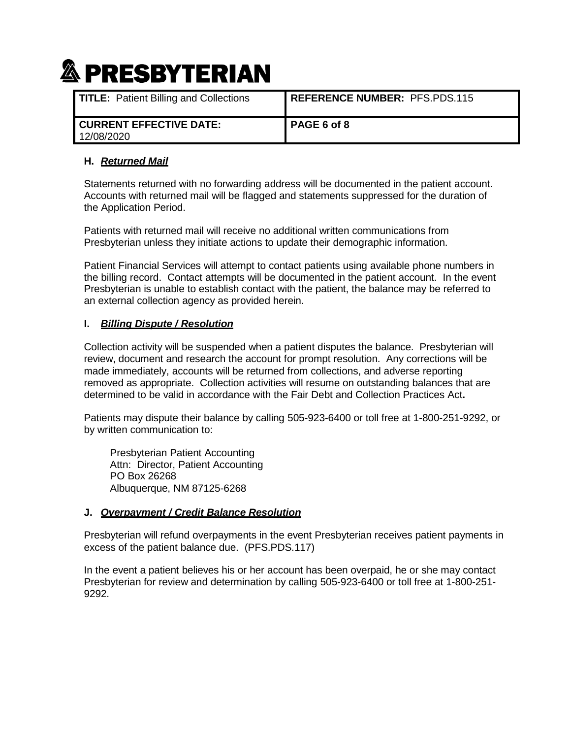### H. ***Returned Mail***

Statements returned with no forwarding address will be documented in the patient account. Accounts with returned mail will be flagged and statements suppressed for the duration of the Application Period.

Patients with returned mail will receive no additional written communications from Presbyterian unless they initiate actions to update their demographic information.

Patient Financial Services will attempt to contact patients using available phone numbers in the billing record. Contact attempts will be documented in the patient account. In the event Presbyterian is unable to establish contact with the patient, the balance may be referred to an external collection agency as provided herein.

### I. ***Billing Dispute / Resolution***

Collection activity will be suspended when a patient disputes the balance. Presbyterian will review, document and research the account for prompt resolution. Any corrections will be made immediately, accounts will be returned from collections, and adverse reporting removed as appropriate. Collection activities will resume on outstanding balances that are determined to be valid in accordance with the Fair Debt and Collection Practices Act**.**

Patients may dispute their balance by calling 505-923-6400 or toll free at 1-800-251-9292, or by written communication to:

Presbyterian Patient Accounting
Attn: Director, Patient Accounting
PO Box 26268
Albuquerque, NM 87125-6268

### J. ***Overpayment / Credit Balance Resolution***

Presbyterian will refund overpayments in the event Presbyterian receives patient payments in excess of the patient balance due. (PFS.PDS.117)

In the event a patient believes his or her account has been overpaid, he or she may contact Presbyterian for review and determination by calling 505-923-6400 or toll free at 1-800-251-9292.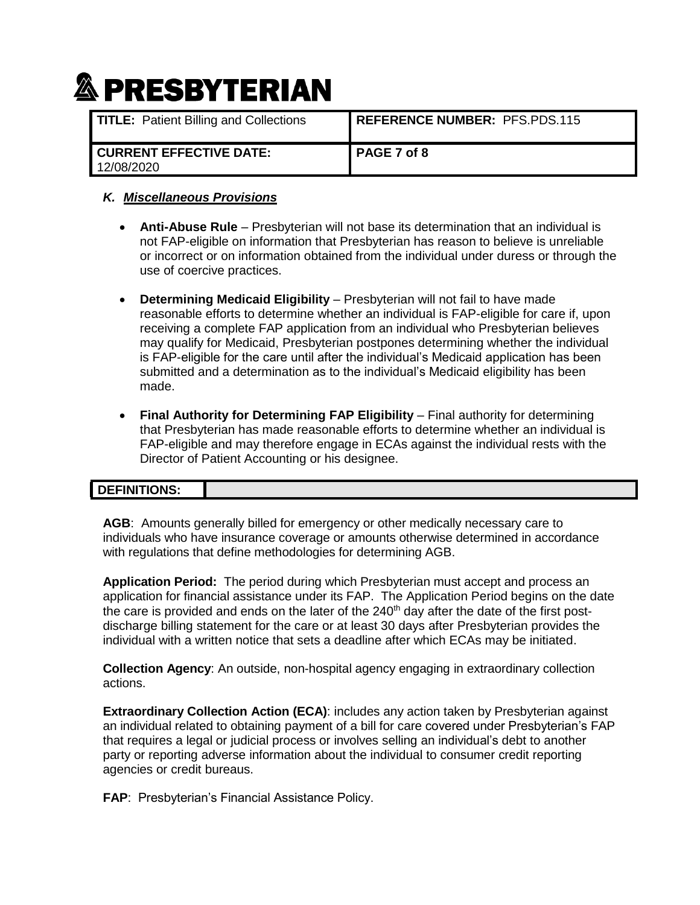### K. *Miscellaneous Provisions*

- **Anti-Abuse Rule** – Presbyterian will not base its determination that an individual is not FAP-eligible on information that Presbyterian has reason to believe is unreliable or incorrect or on information obtained from the individual under duress or through the use of coercive practices.

- **Determining Medicaid Eligibility** – Presbyterian will not fail to have made reasonable efforts to determine whether an individual is FAP-eligible for care if, upon receiving a complete FAP application from an individual who Presbyterian believes may qualify for Medicaid, Presbyterian postpones determining whether the individual is FAP-eligible for the care until after the individual's Medicaid application has been submitted and a determination as to the individual's Medicaid eligibility has been made.

- **Final Authority for Determining FAP Eligibility** – Final authority for determining that Presbyterian has made reasonable efforts to determine whether an individual is FAP-eligible and may therefore engage in ECAs against the individual rests with the Director of Patient Accounting or his designee.

## DEFINITIONS:

**AGB**: Amounts generally billed for emergency or other medically necessary care to individuals who have insurance coverage or amounts otherwise determined in accordance with regulations that define methodologies for determining AGB.

**Application Period:** The period during which Presbyterian must accept and process an application for financial assistance under its FAP. The Application Period begins on the date the care is provided and ends on the later of the 240th day after the date of the first post-discharge billing statement for the care or at least 30 days after Presbyterian provides the individual with a written notice that sets a deadline after which ECAs may be initiated.

**Collection Agency**: An outside, non-hospital agency engaging in extraordinary collection actions.

**Extraordinary Collection Action (ECA)**: includes any action taken by Presbyterian against an individual related to obtaining payment of a bill for care covered under Presbyterian's FAP that requires a legal or judicial process or involves selling an individual's debt to another party or reporting adverse information about the individual to consumer credit reporting agencies or credit bureaus.

**FAP**: Presbyterian's Financial Assistance Policy.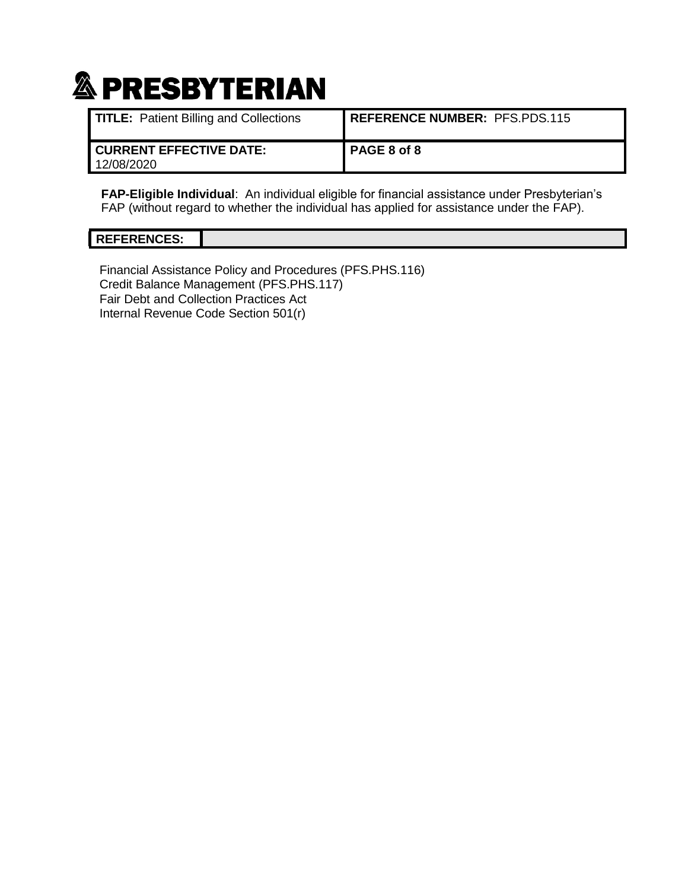**FAP-Eligible Individual**: An individual eligible for financial assistance under Presbyterian's FAP (without regard to whether the individual has applied for assistance under the FAP).

## REFERENCES:

Financial Assistance Policy and Procedures (PFS.PHS.116)
Credit Balance Management (PFS.PHS.117)
Fair Debt and Collection Practices Act
Internal Revenue Code Section 501(r)